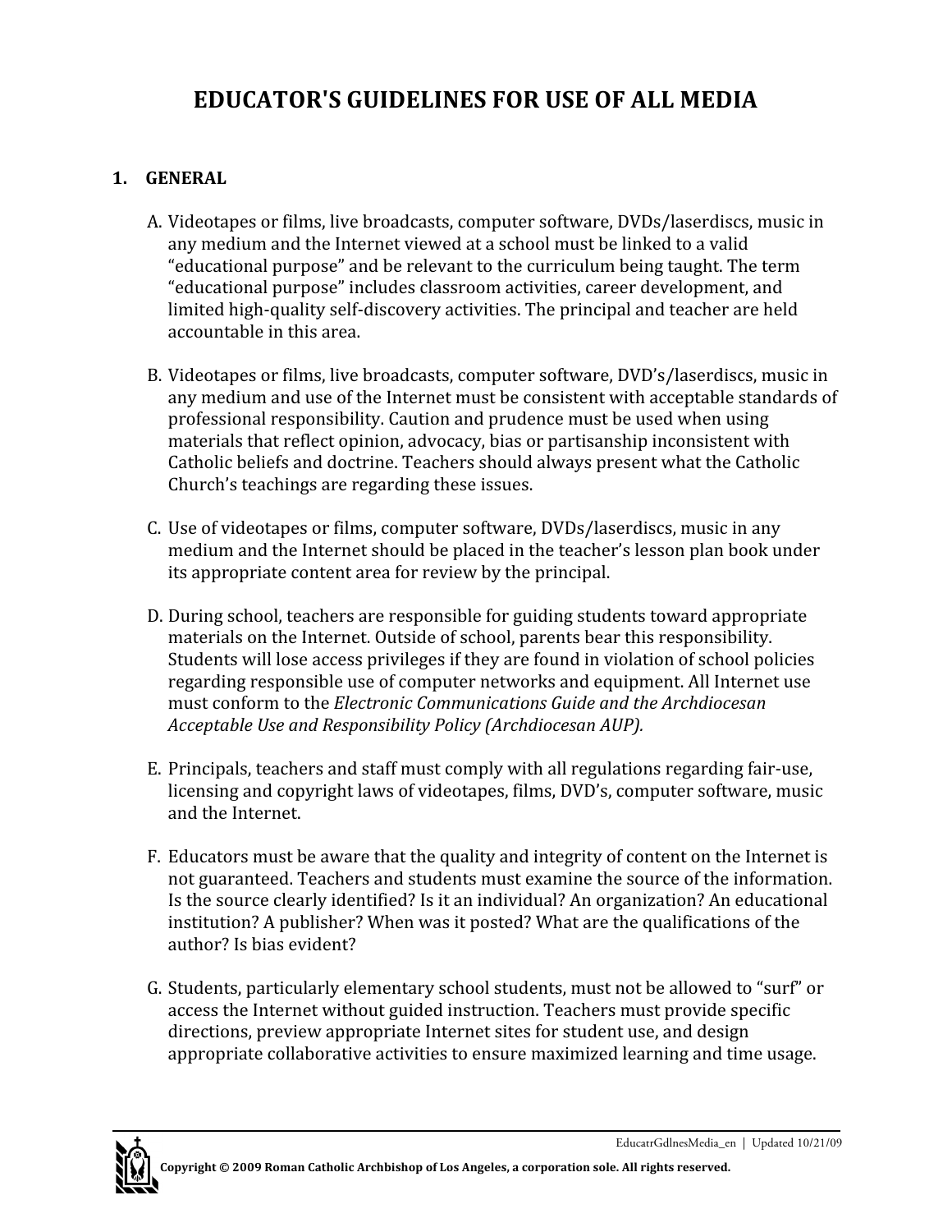# EDUCATOR'S GUIDELINES FOR USE OF ALL MEDIA

## 1. GENERAL

A. Videotapes or films, live broadcasts, computer software, DVDs/laserdiscs, music in any medium and the Internet viewed at a school must be linked to a valid "educational purpose" and be relevant to the curriculum being taught. The term "educational purpose" includes classroom activities, career development, and limited high-quality self-discovery activities. The principal and teacher are held accountable in this area.

B. Videotapes or films, live broadcasts, computer software, DVD's/laserdiscs, music in any medium and use of the Internet must be consistent with acceptable standards of professional responsibility. Caution and prudence must be used when using materials that reflect opinion, advocacy, bias or partisanship inconsistent with Catholic beliefs and doctrine. Teachers should always present what the Catholic Church's teachings are regarding these issues.

C. Use of videotapes or films, computer software, DVDs/laserdiscs, music in any medium and the Internet should be placed in the teacher's lesson plan book under its appropriate content area for review by the principal.

D. During school, teachers are responsible for guiding students toward appropriate materials on the Internet. Outside of school, parents bear this responsibility. Students will lose access privileges if they are found in violation of school policies regarding responsible use of computer networks and equipment. All Internet use must conform to the *Electronic Communications Guide and the Archdiocesan Acceptable Use and Responsibility Policy (Archdiocesan AUP).*

E. Principals, teachers and staff must comply with all regulations regarding fair-use, licensing and copyright laws of videotapes, films, DVD's, computer software, music and the Internet.

F. Educators must be aware that the quality and integrity of content on the Internet is not guaranteed. Teachers and students must examine the source of the information. Is the source clearly identified? Is it an individual? An organization? An educational institution? A publisher? When was it posted? What are the qualifications of the author? Is bias evident?

G. Students, particularly elementary school students, must not be allowed to "surf" or access the Internet without guided instruction. Teachers must provide specific directions, preview appropriate Internet sites for student use, and design appropriate collaborative activities to ensure maximized learning and time usage.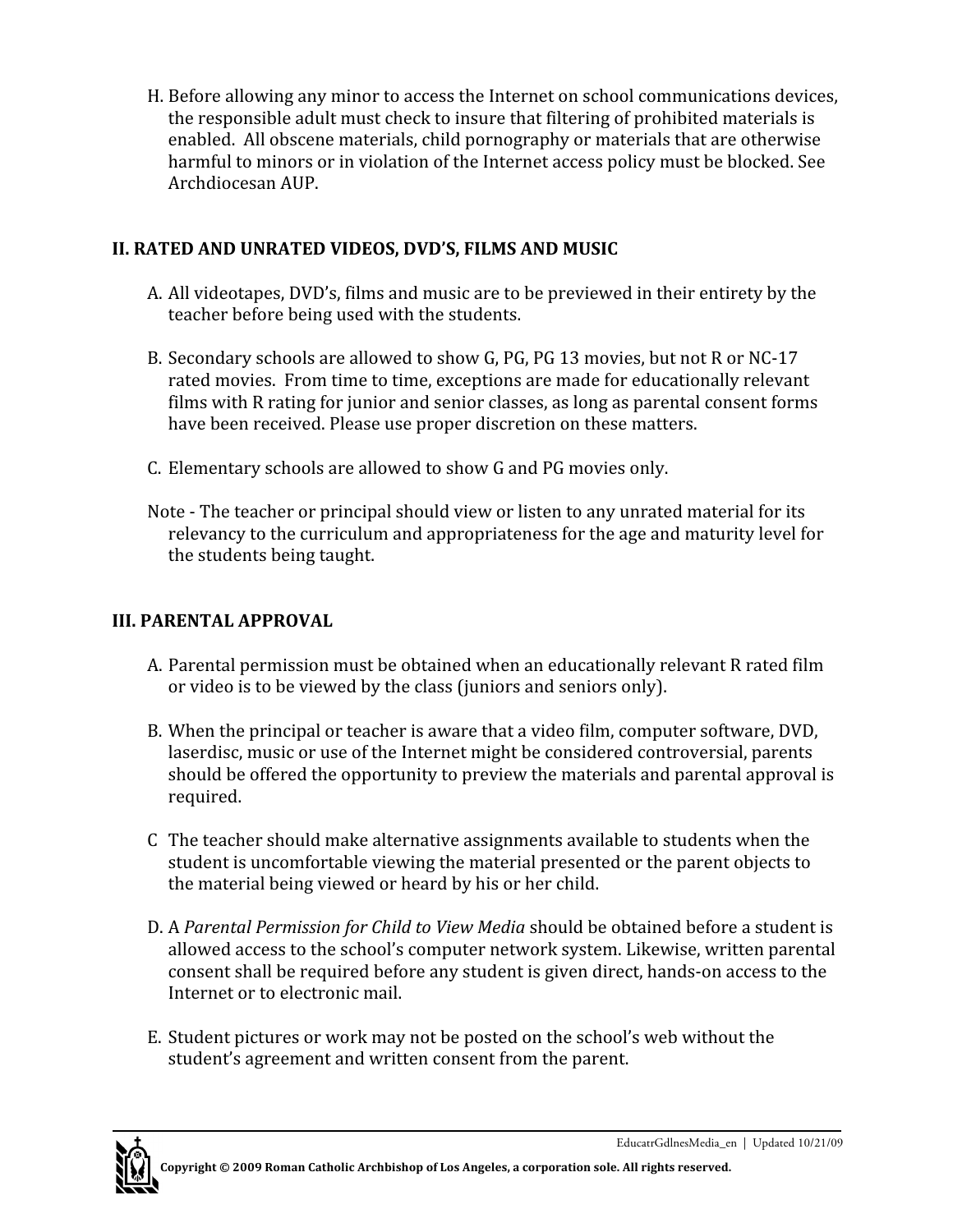H. Before allowing any minor to access the Internet on school communications devices, the responsible adult must check to insure that filtering of prohibited materials is enabled. All obscene materials, child pornography or materials that are otherwise harmful to minors or in violation of the Internet access policy must be blocked. See Archdiocesan AUP.

## II. RATED AND UNRATED VIDEOS, DVD'S, FILMS AND MUSIC

A. All videotapes, DVD's, films and music are to be previewed in their entirety by the teacher before being used with the students.

B. Secondary schools are allowed to show G, PG, PG 13 movies, but not R or NC-17 rated movies. From time to time, exceptions are made for educationally relevant films with R rating for junior and senior classes, as long as parental consent forms have been received. Please use proper discretion on these matters.

C. Elementary schools are allowed to show G and PG movies only.

Note - The teacher or principal should view or listen to any unrated material for its relevancy to the curriculum and appropriateness for the age and maturity level for the students being taught.

## III. PARENTAL APPROVAL

A. Parental permission must be obtained when an educationally relevant R rated film or video is to be viewed by the class (juniors and seniors only).

B. When the principal or teacher is aware that a video film, computer software, DVD, laserdisc, music or use of the Internet might be considered controversial, parents should be offered the opportunity to preview the materials and parental approval is required.

C The teacher should make alternative assignments available to students when the student is uncomfortable viewing the material presented or the parent objects to the material being viewed or heard by his or her child.

D. A *Parental Permission for Child to View Media* should be obtained before a student is allowed access to the school's computer network system. Likewise, written parental consent shall be required before any student is given direct, hands-on access to the Internet or to electronic mail.

E. Student pictures or work may not be posted on the school's web without the student's agreement and written consent from the parent.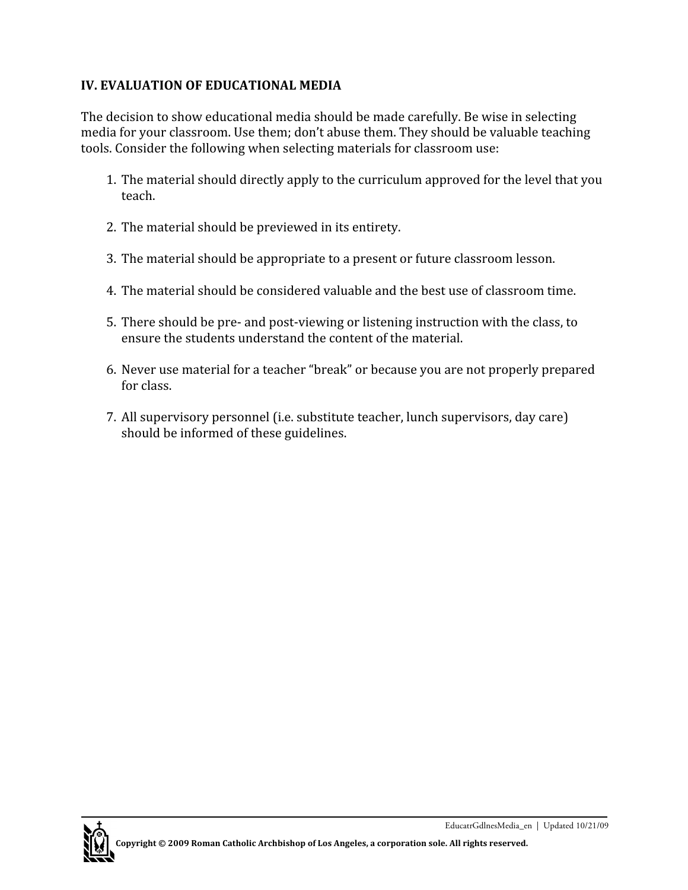## IV. EVALUATION OF EDUCATIONAL MEDIA

The decision to show educational media should be made carefully. Be wise in selecting media for your classroom. Use them; don't abuse them. They should be valuable teaching tools. Consider the following when selecting materials for classroom use:

1. The material should directly apply to the curriculum approved for the level that you teach.

2. The material should be previewed in its entirety.

3. The material should be appropriate to a present or future classroom lesson.

4. The material should be considered valuable and the best use of classroom time.

5. There should be pre- and post-viewing or listening instruction with the class, to ensure the students understand the content of the material.

6. Never use material for a teacher "break" or because you are not properly prepared for class.

7. All supervisory personnel (i.e. substitute teacher, lunch supervisors, day care) should be informed of these guidelines.